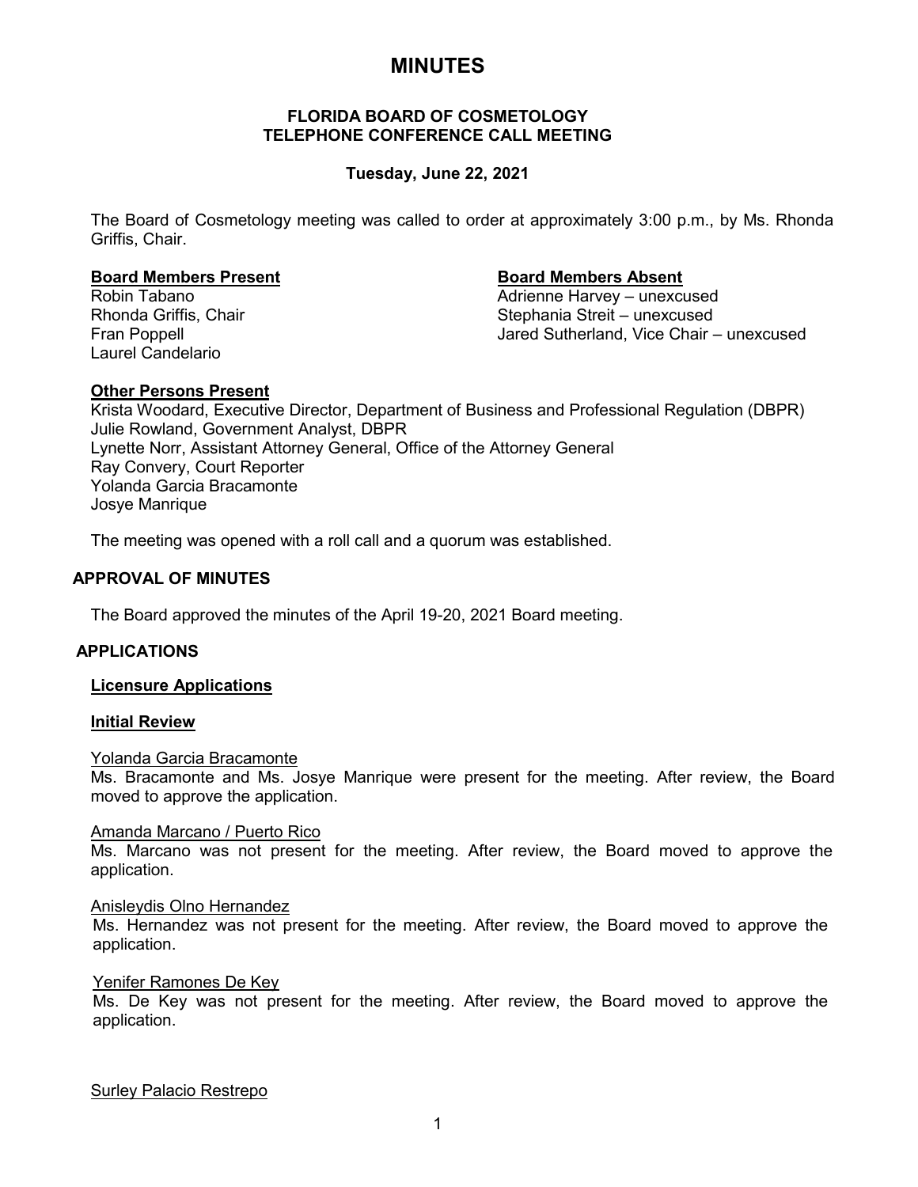# MINUTES

## FLORIDA BOARD OF COSMETOLOGY
## TELEPHONE CONFERENCE CALL MEETING

### Tuesday, June 22, 2021

The Board of Cosmetology meeting was called to order at approximately 3:00 p.m., by Ms. Rhonda Griffis, Chair.

**Board Members Present**

Robin Tabano
Rhonda Griffis, Chair
Fran Poppell
Laurel Candelario

**Board Members Absent**

Adrienne Harvey – unexcused
Stephania Streit – unexcused
Jared Sutherland, Vice Chair – unexcused

**Other Persons Present**

Krista Woodard, Executive Director, Department of Business and Professional Regulation (DBPR)
Julie Rowland, Government Analyst, DBPR
Lynette Norr, Assistant Attorney General, Office of the Attorney General
Ray Convery, Court Reporter
Yolanda Garcia Bracamonte
Josye Manrique

The meeting was opened with a roll call and a quorum was established.

## APPROVAL OF MINUTES

The Board approved the minutes of the April 19-20, 2021 Board meeting.

## APPLICATIONS

**Licensure Applications**

**Initial Review**

Yolanda Garcia Bracamonte
Ms. Bracamonte and Ms. Josye Manrique were present for the meeting. After review, the Board moved to approve the application.

Amanda Marcano / Puerto Rico
Ms. Marcano was not present for the meeting. After review, the Board moved to approve the application.

Anisleydis Olno Hernandez
Ms. Hernandez was not present for the meeting. After review, the Board moved to approve the application.

Yenifer Ramones De Key
Ms. De Key was not present for the meeting. After review, the Board moved to approve the application.

Surley Palacio Restrepo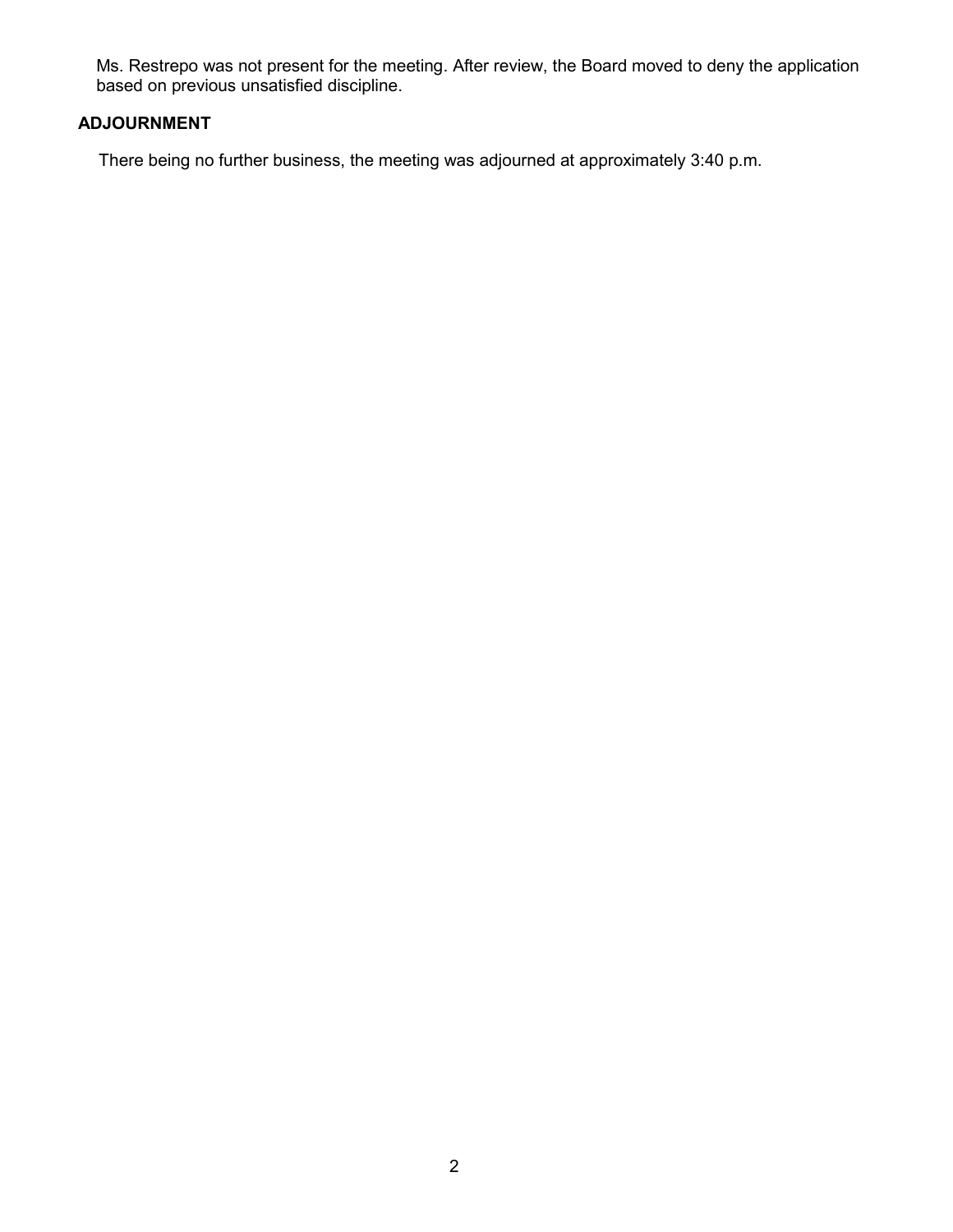Ms. Restrepo was not present for the meeting. After review, the Board moved to deny the application based on previous unsatisfied discipline.

## ADJOURNMENT

There being no further business, the meeting was adjourned at approximately 3:40 p.m.